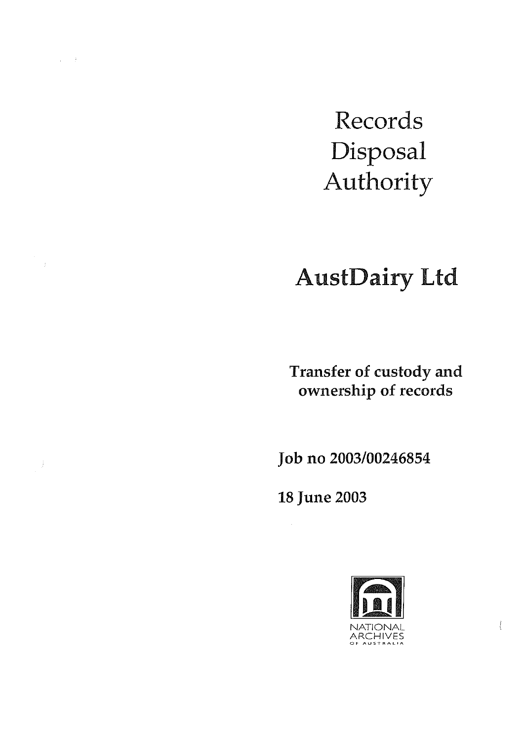# Records Disposal Authority

## AustDairy Ltd

**Transfer of custody and ownership of records**

**Job no 2003/00246854**

**18 June 2003**

NATIONAL ARCHIVES OF AUSTRALIA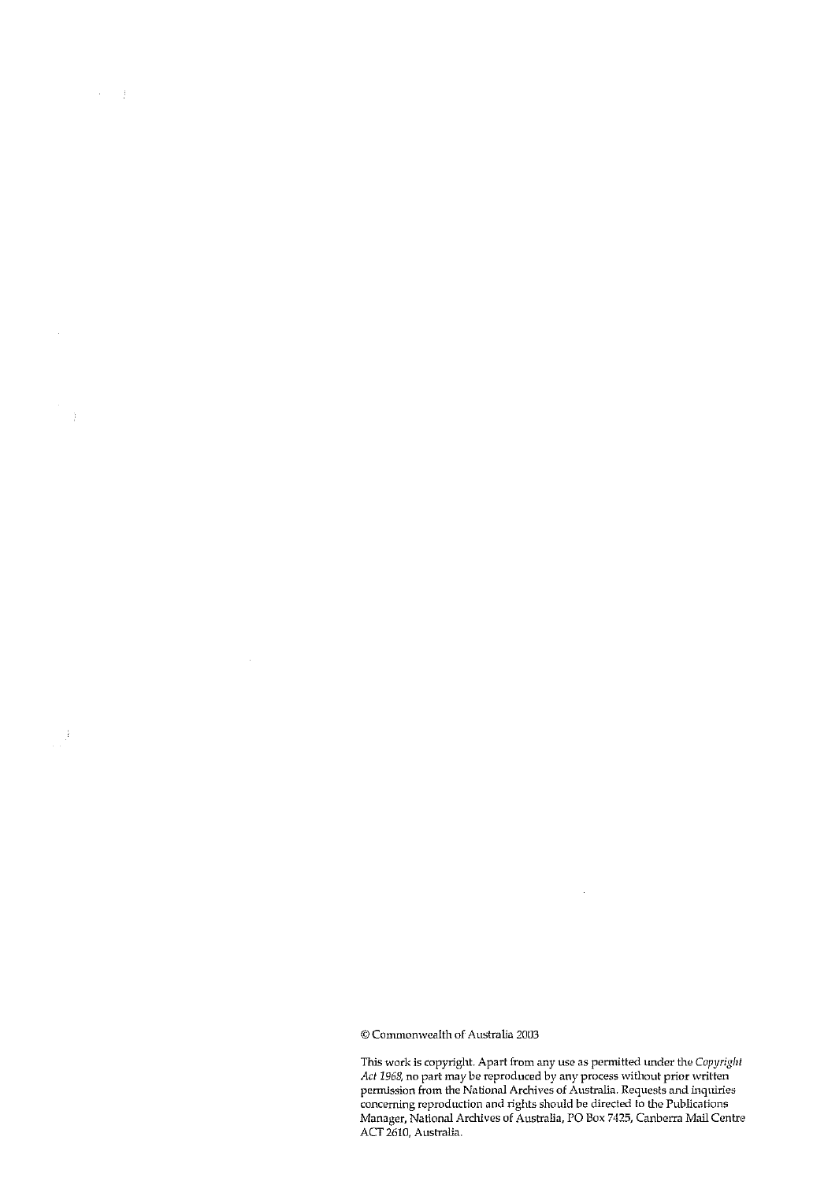© Commonwealth of Australia 2003

This work is copyright. Apart from any use as permitted under the *Copyright Act 1968*, no part may be reproduced by any process without prior written permission from the National Archives of Australia. Requests and inquiries concerning reproduction and rights should be directed to the Publications Manager, National Archives of Australia, PO Box 7425, Canberra Mail Centre ACT 2610, Australia.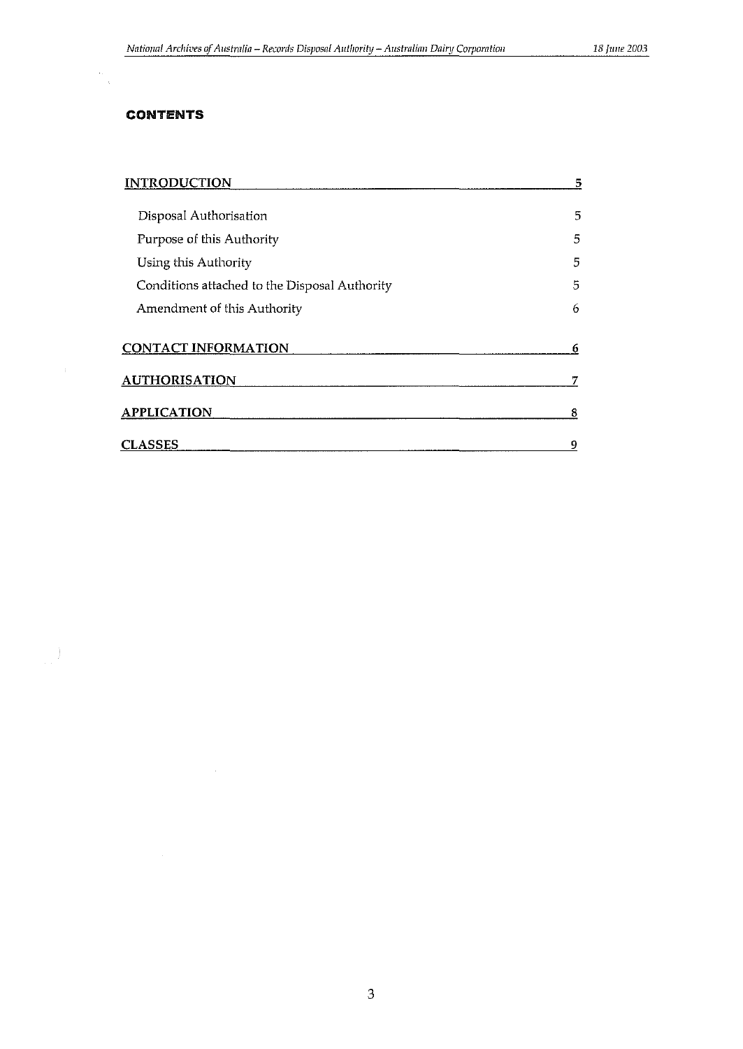**CONTENTS**

| | |
|---|---|
| INTRODUCTION | 5 |
| Disposal Authorisation | 5 |
| Purpose of this Authority | 5 |
| Using this Authority | 5 |
| Conditions attached to the Disposal Authority | 5 |
| Amendment of this Authority | 6 |
| CONTACT INFORMATION | 6 |
| AUTHORISATION | 7 |
| APPLICATION | 8 |
| CLASSES | 9 |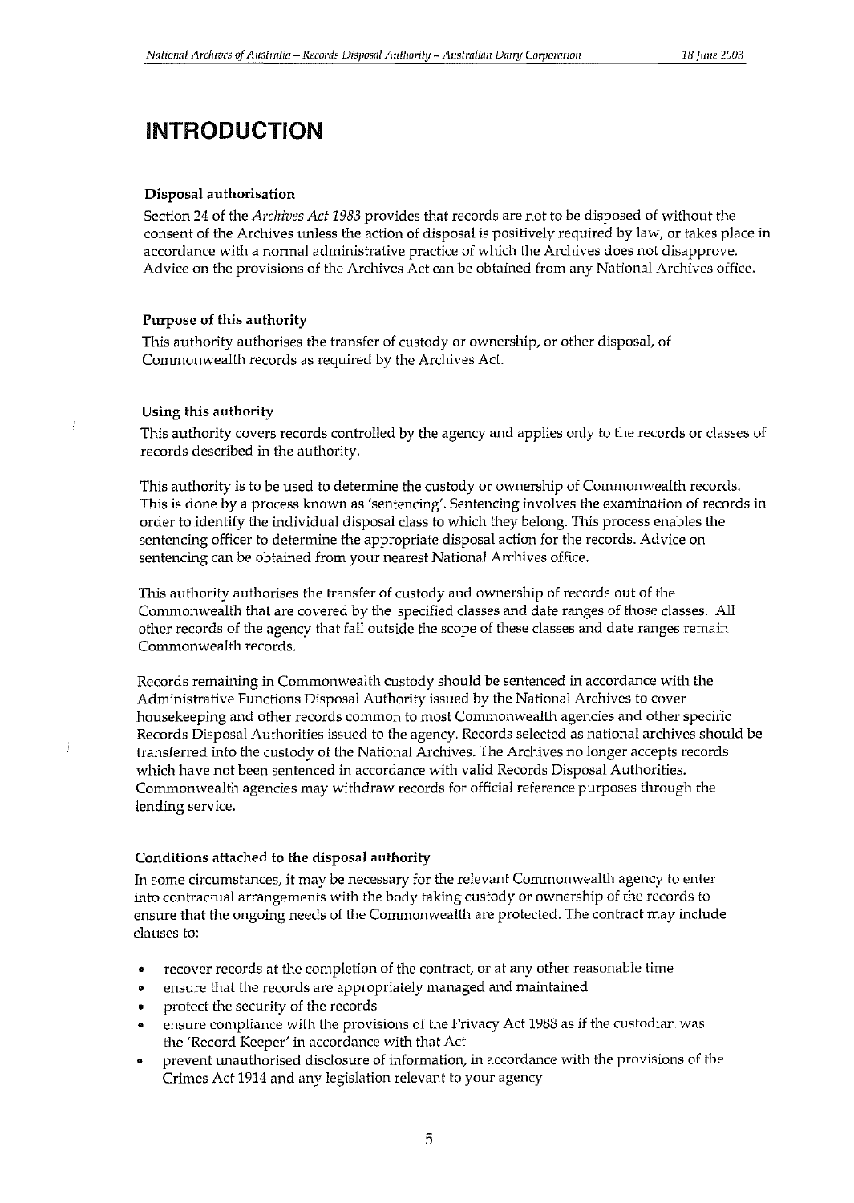# INTRODUCTION

### Disposal authorisation

Section 24 of the *Archives Act 1983* provides that records are not to be disposed of without the consent of the Archives unless the action of disposal is positively required by law, or takes place in accordance with a normal administrative practice of which the Archives does not disapprove. Advice on the provisions of the Archives Act can be obtained from any National Archives office.

### Purpose of this authority

This authority authorises the transfer of custody or ownership, or other disposal, of Commonwealth records as required by the Archives Act.

### Using this authority

This authority covers records controlled by the agency and applies only to the records or classes of records described in the authority.

This authority is to be used to determine the custody or ownership of Commonwealth records. This is done by a process known as 'sentencing'. Sentencing involves the examination of records in order to identify the individual disposal class to which they belong. This process enables the sentencing officer to determine the appropriate disposal action for the records. Advice on sentencing can be obtained from your nearest National Archives office.

This authority authorises the transfer of custody and ownership of records out of the Commonwealth that are covered by the specified classes and date ranges of those classes. All other records of the agency that fall outside the scope of these classes and date ranges remain Commonwealth records.

Records remaining in Commonwealth custody should be sentenced in accordance with the Administrative Functions Disposal Authority issued by the National Archives to cover housekeeping and other records common to most Commonwealth agencies and other specific Records Disposal Authorities issued to the agency. Records selected as national archives should be transferred into the custody of the National Archives. The Archives no longer accepts records which have not been sentenced in accordance with valid Records Disposal Authorities. Commonwealth agencies may withdraw records for official reference purposes through the lending service.

### Conditions attached to the disposal authority

In some circumstances, it may be necessary for the relevant Commonwealth agency to enter into contractual arrangements with the body taking custody or ownership of the records to ensure that the ongoing needs of the Commonwealth are protected. The contract may include clauses to:

- recover records at the completion of the contract, or at any other reasonable time
- ensure that the records are appropriately managed and maintained
- protect the security of the records
- ensure compliance with the provisions of the Privacy Act 1988 as if the custodian was the 'Record Keeper' in accordance with that Act
- prevent unauthorised disclosure of information, in accordance with the provisions of the Crimes Act 1914 and any legislation relevant to your agency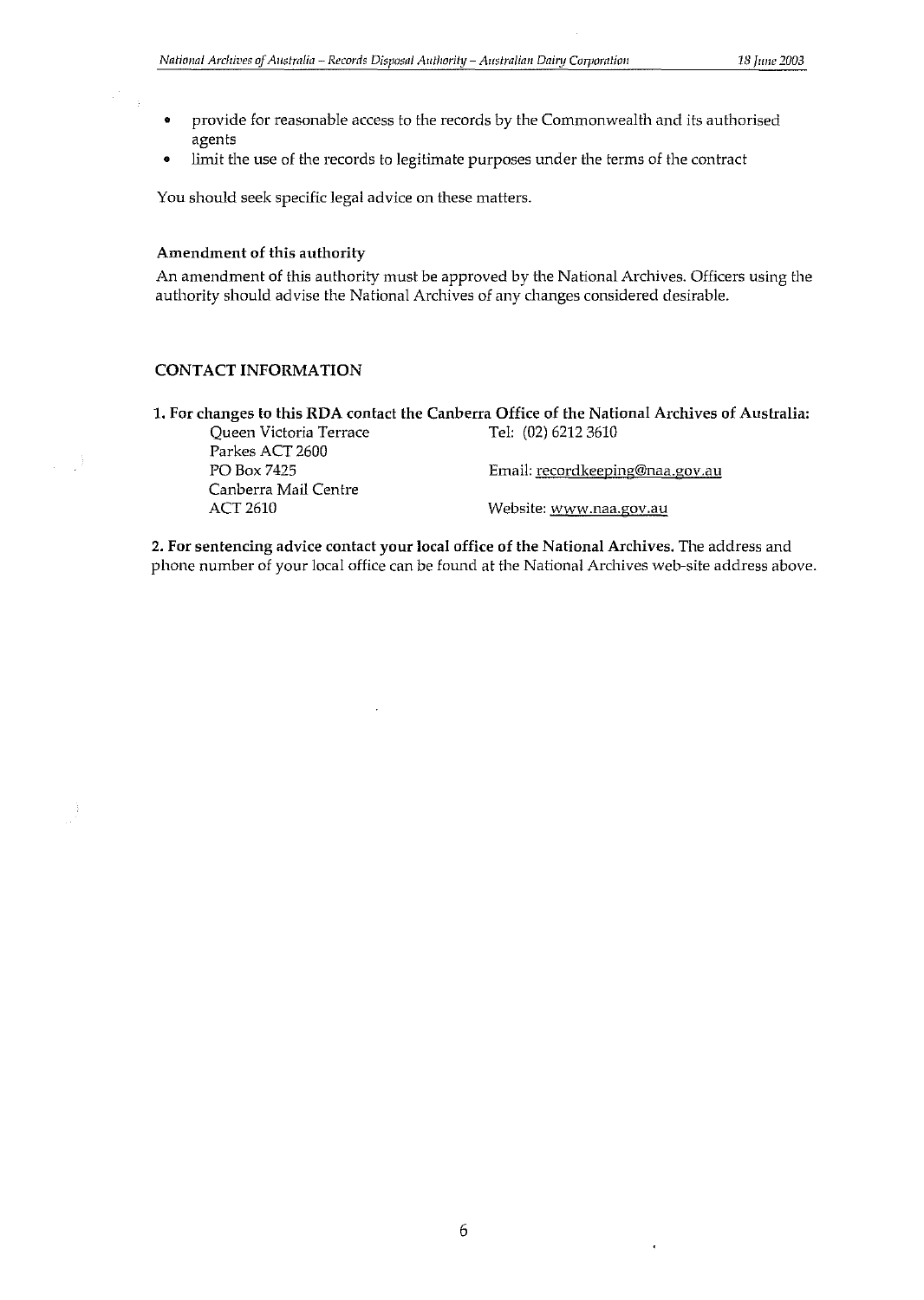- provide for reasonable access to the records by the Commonwealth and its authorised agents
- limit the use of the records to legitimate purposes under the terms of the contract

You should seek specific legal advice on these matters.

### Amendment of this authority

An amendment of this authority must be approved by the National Archives. Officers using the authority should advise the National Archives of any changes considered desirable.

## CONTACT INFORMATION

**1. For changes to this RDA contact the Canberra Office of the National Archives of Australia:**

| | |
|---|---|
| Queen Victoria Terrace | Tel: (02) 6212 3610 |
| Parkes ACT 2600 | |
| PO Box 7425 | Email: recordkeeping@naa.gov.au |
| Canberra Mail Centre | |
| ACT 2610 | Website: www.naa.gov.au |

**2. For sentencing advice contact your local office of the National Archives.** The address and phone number of your local office can be found at the National Archives web-site address above.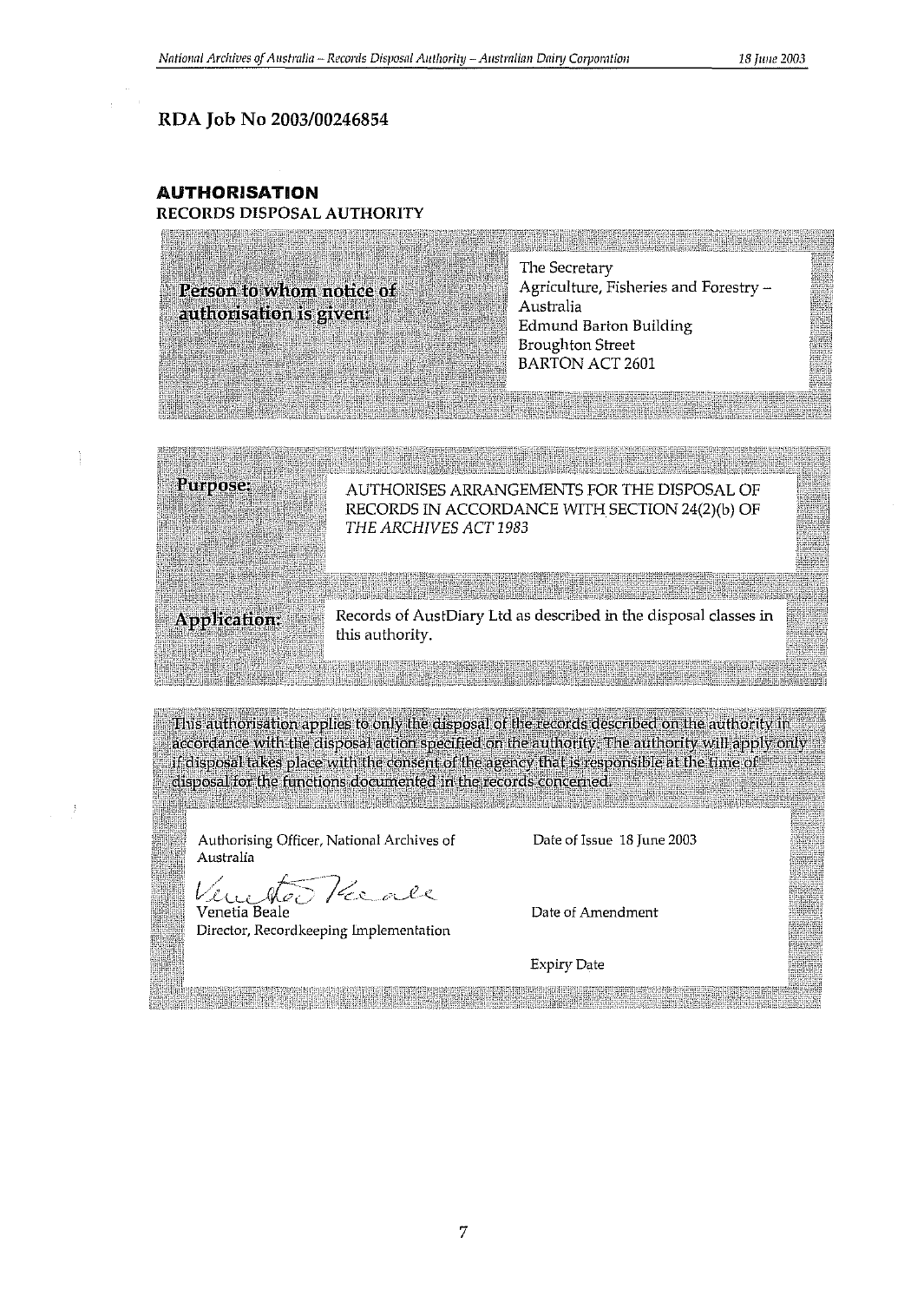RDA Job No 2003/00246854

## AUTHORISATION

RECORDS DISPOSAL AUTHORITY

| | |
|---|---|
| **Person to whom notice of authorisation is given:** | The Secretary<br>Agriculture, Fisheries and Forestry – Australia<br>Edmund Barton Building<br>Broughton Street<br>BARTON ACT 2601 |

| | |
|---|---|
| **Purpose:** | AUTHORISES ARRANGEMENTS FOR THE DISPOSAL OF RECORDS IN ACCORDANCE WITH SECTION 24(2)(b) OF *THE ARCHIVES ACT 1983* |
| **Application:** | Records of AustDiary Ltd as described in the disposal classes in this authority. |

This authorisation applies to only the disposal of the records described on the authority in accordance with the disposal action specified on the authority. The authority will apply only if disposal takes place with the consent of the agency that is responsible at the time of disposal for the functions documented in the records concerned.

| | |
|---|---|
| Authorising Officer, National Archives of Australia | Date of Issue 18 June 2003 |
| Venetia Beale<br>Director, Recordkeeping Implementation | Date of Amendment |
| | Expiry Date |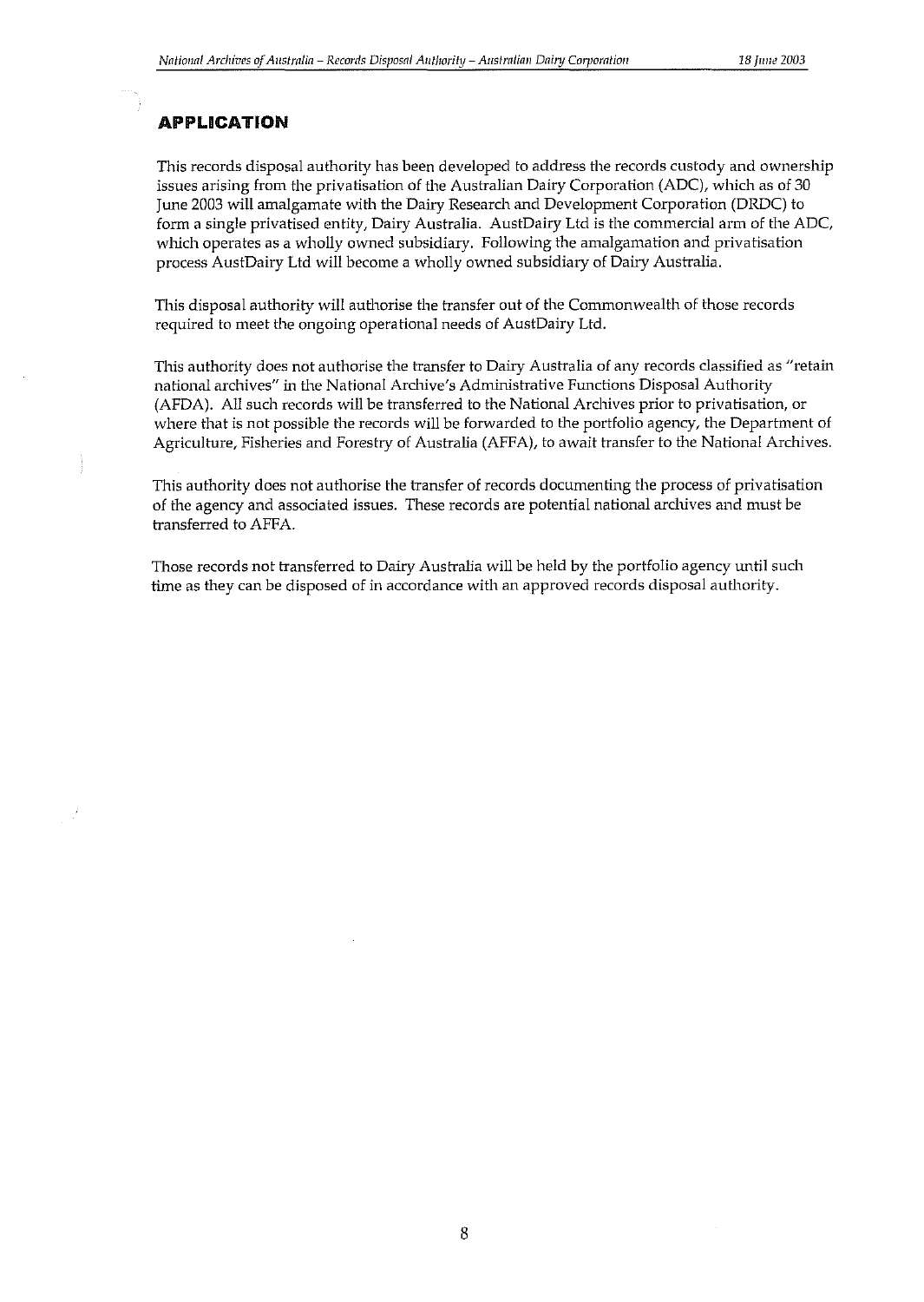## APPLICATION

This records disposal authority has been developed to address the records custody and ownership issues arising from the privatisation of the Australian Dairy Corporation (ADC), which as of 30 June 2003 will amalgamate with the Dairy Research and Development Corporation (DRDC) to form a single privatised entity, Dairy Australia. AustDairy Ltd is the commercial arm of the ADC, which operates as a wholly owned subsidiary. Following the amalgamation and privatisation process AustDairy Ltd will become a wholly owned subsidiary of Dairy Australia.

This disposal authority will authorise the transfer out of the Commonwealth of those records required to meet the ongoing operational needs of AustDairy Ltd.

This authority does not authorise the transfer to Dairy Australia of any records classified as "retain national archives" in the National Archive's Administrative Functions Disposal Authority (AFDA). All such records will be transferred to the National Archives prior to privatisation, or where that is not possible the records will be forwarded to the portfolio agency, the Department of Agriculture, Fisheries and Forestry of Australia (AFFA), to await transfer to the National Archives.

This authority does not authorise the transfer of records documenting the process of privatisation of the agency and associated issues. These records are potential national archives and must be transferred to AFFA.

Those records not transferred to Dairy Australia will be held by the portfolio agency until such time as they can be disposed of in accordance with an approved records disposal authority.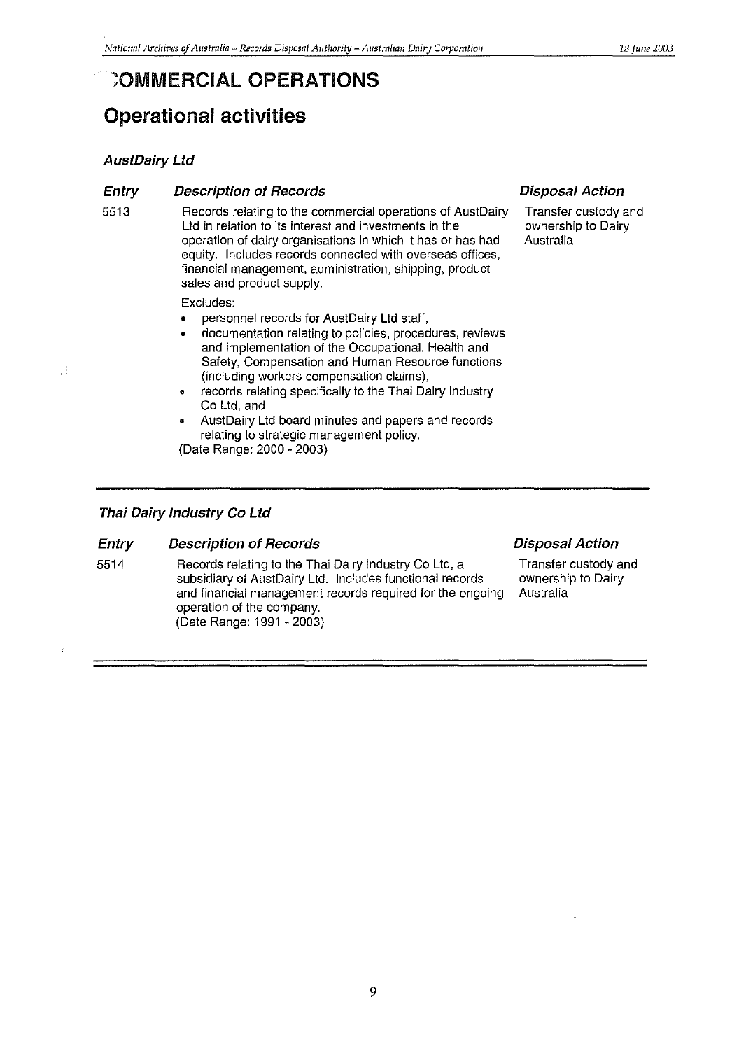# COMMERCIAL OPERATIONS

## Operational activities

### *AustDairy Ltd*

| *Entry* | *Description of Records* | *Disposal Action* |
|---|---|---|
| 5513 | Records relating to the commercial operations of AustDairy Ltd in relation to its interest and investments in the operation of dairy organisations in which it has or has had equity. Includes records connected with overseas offices, financial management, administration, shipping, product sales and product supply.<br><br>Excludes:<br>• personnel records for AustDairy Ltd staff,<br>• documentation relating to policies, procedures, reviews and implementation of the Occupational, Health and Safety, Compensation and Human Resource functions (including workers compensation claims),<br>• records relating specifically to the Thai Dairy Industry Co Ltd, and<br>• AustDairy Ltd board minutes and papers and records relating to strategic management policy.<br>(Date Range: 2000 - 2003) | Transfer custody and ownership to Dairy Australia |

### *Thai Dairy Industry Co Ltd*

| *Entry* | *Description of Records* | *Disposal Action* |
|---|---|---|
| 5514 | Records relating to the Thai Dairy Industry Co Ltd, a subsidiary of AustDairy Ltd. Includes functional records and financial management records required for the ongoing operation of the company.<br>(Date Range: 1991 - 2003) | Transfer custody and ownership to Dairy Australia |